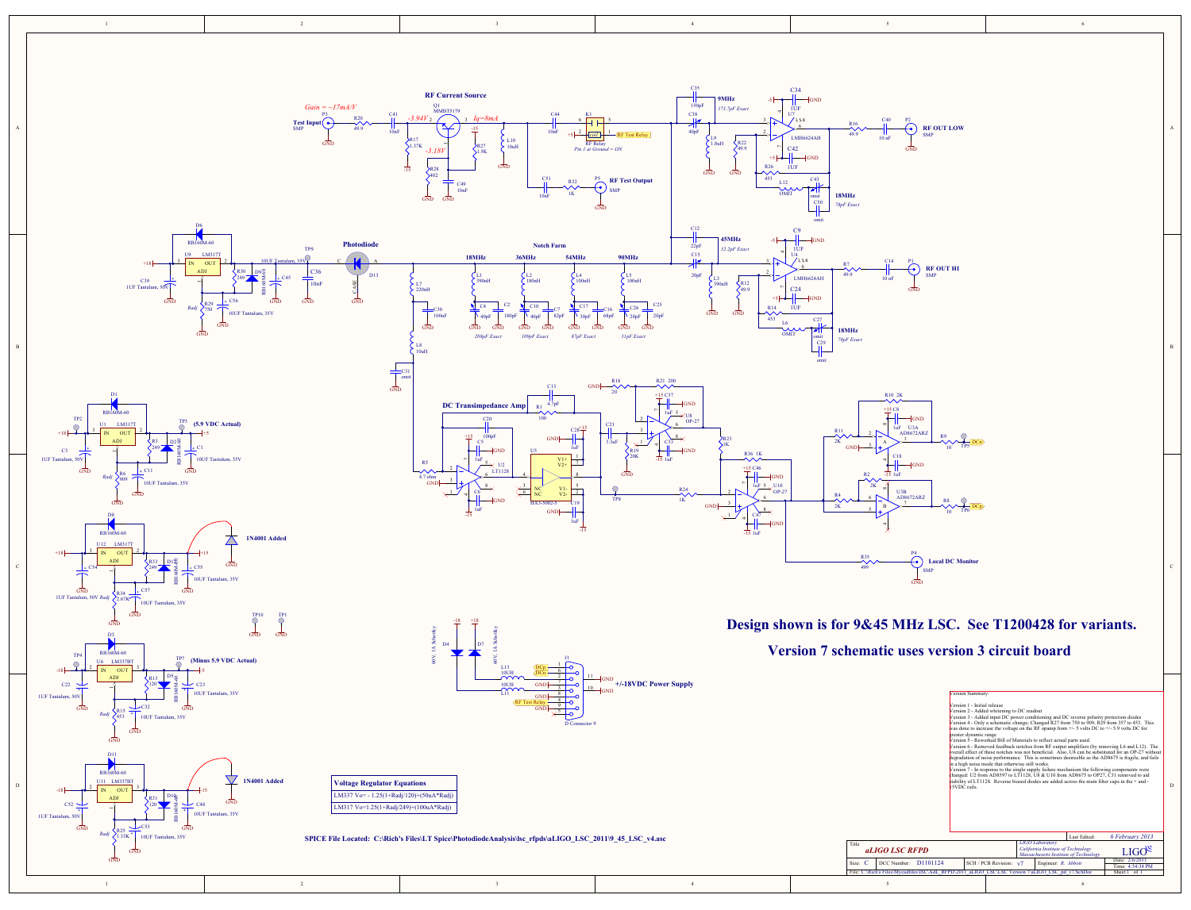**Design shown is for 9&45 MHz LSC. See T1200428 for variants.**

**Version 7 schematic uses version 3 circuit board**

Version Summary:

Version 1 - Initial release
Version 2 - Added whitening to DC readout
Version 3 - Added input DC power conditioning and DC reverse polarity protection diodes
Version 4 - Only a schematic change; Changed R27 from 750 to 909, R29 from 357 to 453. This was done to increase the voltage on the RF opamp from +/- 5 volts DC to +/- 5.9 volts DC for greater dynamic range
Version 5 - Reworked Bill of Materials to reflect actual parts used.
Version 6 - Removed feedback notches from RF output amplifiers (by removing L6 and L12). The overall effect of these notches was not beneficial. Also, U8 can be substituted for an OP-27 without degradation of noise performance. This is sometimes desireable as the AD8675 is fragile, and fails in a high noise mode that otherwise still works.
Version 7 - In response to the single supply failure mechanism the following components were changed: U2 from AD8597 to LT1128, U8 & U10 from AD8675 to OP27, C31 removed to aid stability of LT1128. Reverse biased diodes are added across the main filter caps in the + and -15VDC rails.

| Voltage Regulator Equations |
|---|
| LM337 Vo= - 1.25(1+Radj/120)+(50uA*Radj) |
| LM317 Vo=1.25(1+Radj/249)+(100uA*Radj) |

SPICE File Located: C:\Rich's Files\LT Spice\PhotodiodeAnalysis\lsc_rfpds\aLIGO_LSC_2011\9_45_LSC_v4.asc

| Title | aLIGO LSC RFPD | | LIGO Laboratory, California Institute of Technology, Massachusetts Institute of Technology |
|---|---|---|---|
| Size: C | DCC Number: D1101124 | SCH / PCB Revision: v7 | Engineer: R. Abbott |
| Last Edited: 6 February 2013 | Date: 2/6/2013 | Time: 4:54:34 PM | Sheet 1 of 1 |
| File: C:\Rich's Files\Myeadfiles\ISC\AdL_RFPD\2011_aLIGO_LSC\LSC Version 7\aLIGO_LSC_pd_v7.SchDoc | | | |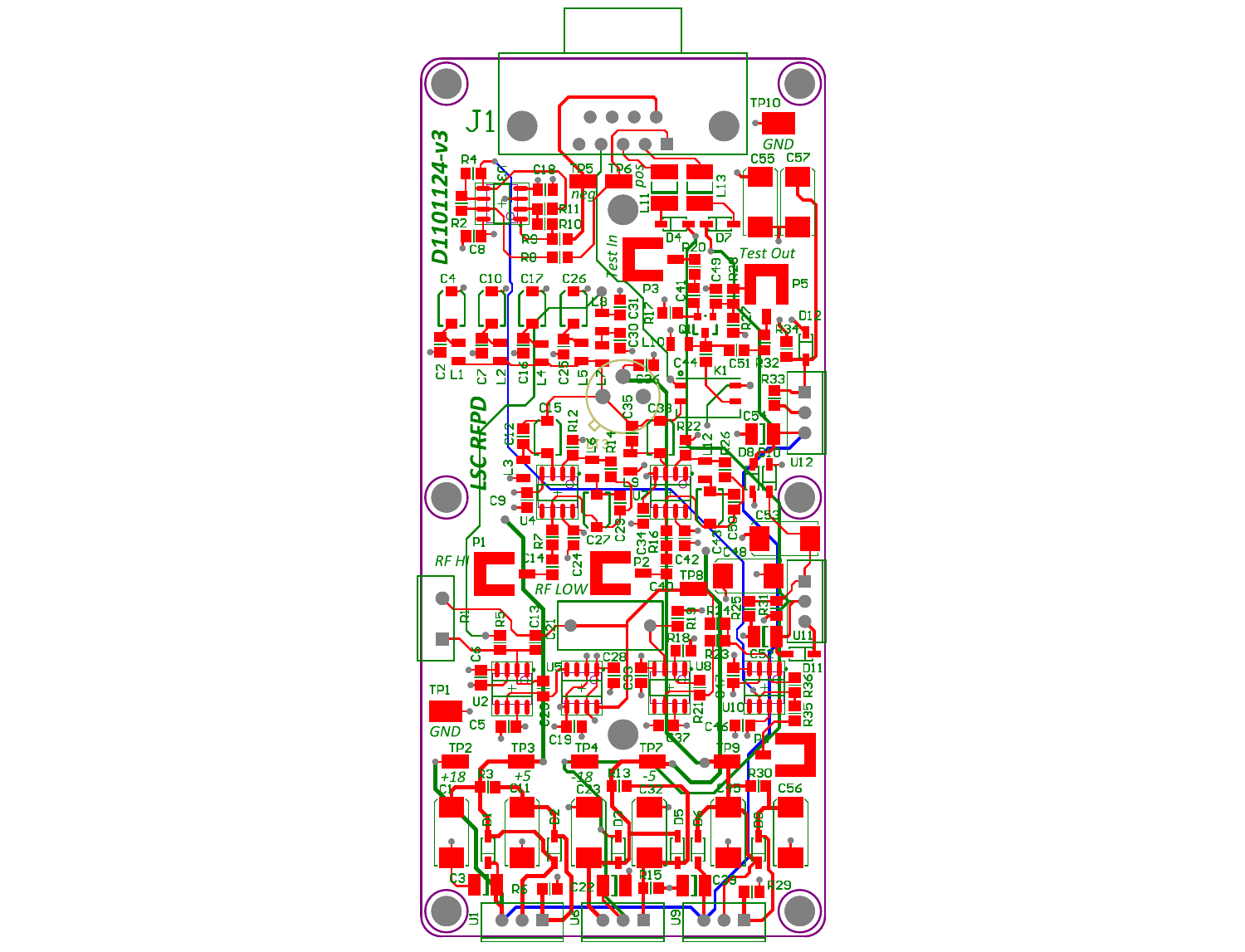D1101124-v3

LSC RFPD

J1

TP10 GND

TP5 neg

TP6 pos

Test In

Test Out

P3

P5

P1 RF HI

P2 RF LOW

TP1 GND

TP2 +18

TP3 +5

TP4 -18

TP7 -5

TP8

TP9

U1 U2 U3 U4 U5 U6 U7 U8 U9 U10 U11 U12